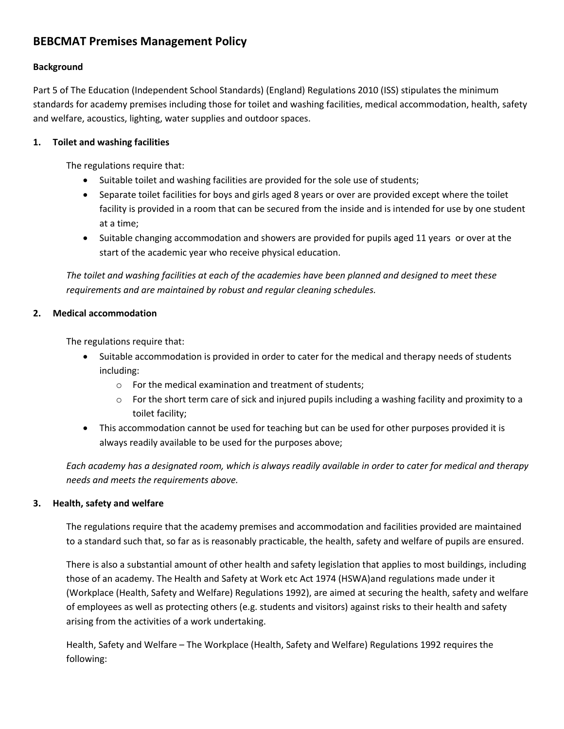# BEBCMAT Premises Management Policy

**Background**

Part 5 of The Education (Independent School Standards) (England) Regulations 2010 (ISS) stipulates the minimum standards for academy premises including those for toilet and washing facilities, medical accommodation, health, safety and welfare, acoustics, lighting, water supplies and outdoor spaces.

## 1. Toilet and washing facilities

The regulations require that:

- Suitable toilet and washing facilities are provided for the sole use of students;
- Separate toilet facilities for boys and girls aged 8 years or over are provided except where the toilet facility is provided in a room that can be secured from the inside and is intended for use by one student at a time;
- Suitable changing accommodation and showers are provided for pupils aged 11 years or over at the start of the academic year who receive physical education.

*The toilet and washing facilities at each of the academies have been planned and designed to meet these requirements and are maintained by robust and regular cleaning schedules.*

## 2. Medical accommodation

The regulations require that:

- Suitable accommodation is provided in order to cater for the medical and therapy needs of students including:
  - For the medical examination and treatment of students;
  - For the short term care of sick and injured pupils including a washing facility and proximity to a toilet facility;
- This accommodation cannot be used for teaching but can be used for other purposes provided it is always readily available to be used for the purposes above;

*Each academy has a designated room, which is always readily available in order to cater for medical and therapy needs and meets the requirements above.*

## 3. Health, safety and welfare

The regulations require that the academy premises and accommodation and facilities provided are maintained to a standard such that, so far as is reasonably practicable, the health, safety and welfare of pupils are ensured.

There is also a substantial amount of other health and safety legislation that applies to most buildings, including those of an academy. The Health and Safety at Work etc Act 1974 (HSWA)and regulations made under it (Workplace (Health, Safety and Welfare) Regulations 1992), are aimed at securing the health, safety and welfare of employees as well as protecting others (e.g. students and visitors) against risks to their health and safety arising from the activities of a work undertaking.

Health, Safety and Welfare – The Workplace (Health, Safety and Welfare) Regulations 1992 requires the following: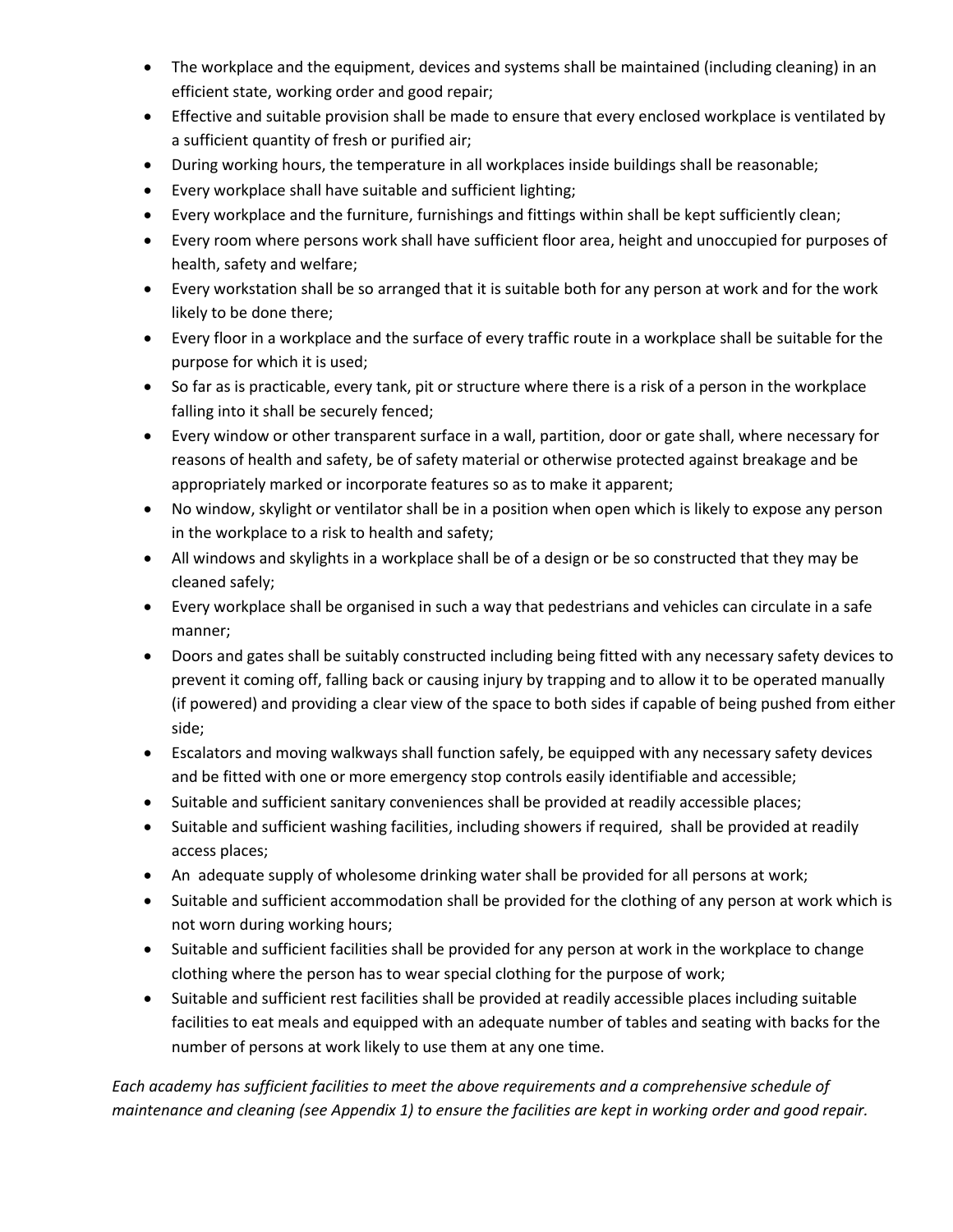- The workplace and the equipment, devices and systems shall be maintained (including cleaning) in an efficient state, working order and good repair;
- Effective and suitable provision shall be made to ensure that every enclosed workplace is ventilated by a sufficient quantity of fresh or purified air;
- During working hours, the temperature in all workplaces inside buildings shall be reasonable;
- Every workplace shall have suitable and sufficient lighting;
- Every workplace and the furniture, furnishings and fittings within shall be kept sufficiently clean;
- Every room where persons work shall have sufficient floor area, height and unoccupied for purposes of health, safety and welfare;
- Every workstation shall be so arranged that it is suitable both for any person at work and for the work likely to be done there;
- Every floor in a workplace and the surface of every traffic route in a workplace shall be suitable for the purpose for which it is used;
- So far as is practicable, every tank, pit or structure where there is a risk of a person in the workplace falling into it shall be securely fenced;
- Every window or other transparent surface in a wall, partition, door or gate shall, where necessary for reasons of health and safety, be of safety material or otherwise protected against breakage and be appropriately marked or incorporate features so as to make it apparent;
- No window, skylight or ventilator shall be in a position when open which is likely to expose any person in the workplace to a risk to health and safety;
- All windows and skylights in a workplace shall be of a design or be so constructed that they may be cleaned safely;
- Every workplace shall be organised in such a way that pedestrians and vehicles can circulate in a safe manner;
- Doors and gates shall be suitably constructed including being fitted with any necessary safety devices to prevent it coming off, falling back or causing injury by trapping and to allow it to be operated manually (if powered) and providing a clear view of the space to both sides if capable of being pushed from either side;
- Escalators and moving walkways shall function safely, be equipped with any necessary safety devices and be fitted with one or more emergency stop controls easily identifiable and accessible;
- Suitable and sufficient sanitary conveniences shall be provided at readily accessible places;
- Suitable and sufficient washing facilities, including showers if required, shall be provided at readily access places;
- An adequate supply of wholesome drinking water shall be provided for all persons at work;
- Suitable and sufficient accommodation shall be provided for the clothing of any person at work which is not worn during working hours;
- Suitable and sufficient facilities shall be provided for any person at work in the workplace to change clothing where the person has to wear special clothing for the purpose of work;
- Suitable and sufficient rest facilities shall be provided at readily accessible places including suitable facilities to eat meals and equipped with an adequate number of tables and seating with backs for the number of persons at work likely to use them at any one time.

*Each academy has sufficient facilities to meet the above requirements and a comprehensive schedule of maintenance and cleaning (see Appendix 1) to ensure the facilities are kept in working order and good repair.*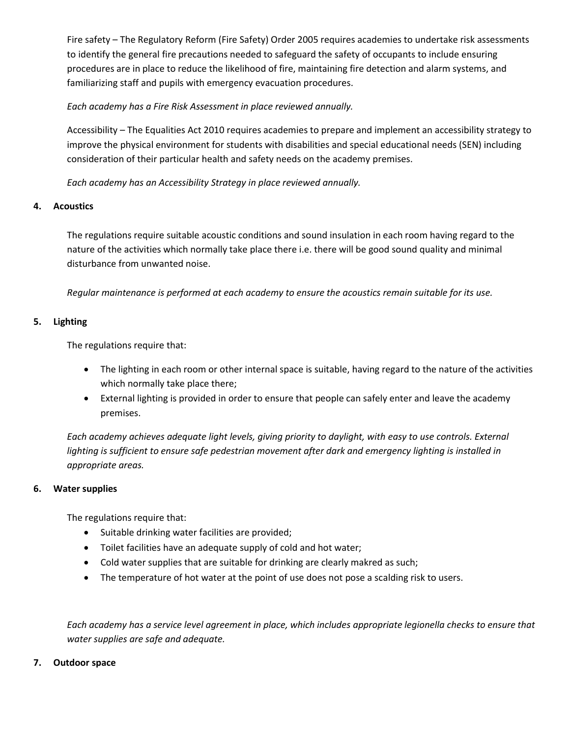Fire safety – The Regulatory Reform (Fire Safety) Order 2005 requires academies to undertake risk assessments to identify the general fire precautions needed to safeguard the safety of occupants to include ensuring procedures are in place to reduce the likelihood of fire, maintaining fire detection and alarm systems, and familiarizing staff and pupils with emergency evacuation procedures.

*Each academy has a Fire Risk Assessment in place reviewed annually.*

Accessibility – The Equalities Act 2010 requires academies to prepare and implement an accessibility strategy to improve the physical environment for students with disabilities and special educational needs (SEN) including consideration of their particular health and safety needs on the academy premises.

*Each academy has an Accessibility Strategy in place reviewed annually.*

## 4. Acoustics

The regulations require suitable acoustic conditions and sound insulation in each room having regard to the nature of the activities which normally take place there i.e. there will be good sound quality and minimal disturbance from unwanted noise.

*Regular maintenance is performed at each academy to ensure the acoustics remain suitable for its use.*

## 5. Lighting

The regulations require that:

- The lighting in each room or other internal space is suitable, having regard to the nature of the activities which normally take place there;
- External lighting is provided in order to ensure that people can safely enter and leave the academy premises.

*Each academy achieves adequate light levels, giving priority to daylight, with easy to use controls. External lighting is sufficient to ensure safe pedestrian movement after dark and emergency lighting is installed in appropriate areas.*

## 6. Water supplies

The regulations require that:

- Suitable drinking water facilities are provided;
- Toilet facilities have an adequate supply of cold and hot water;
- Cold water supplies that are suitable for drinking are clearly makred as such;
- The temperature of hot water at the point of use does not pose a scalding risk to users.

*Each academy has a service level agreement in place, which includes appropriate legionella checks to ensure that water supplies are safe and adequate.*

## 7. Outdoor space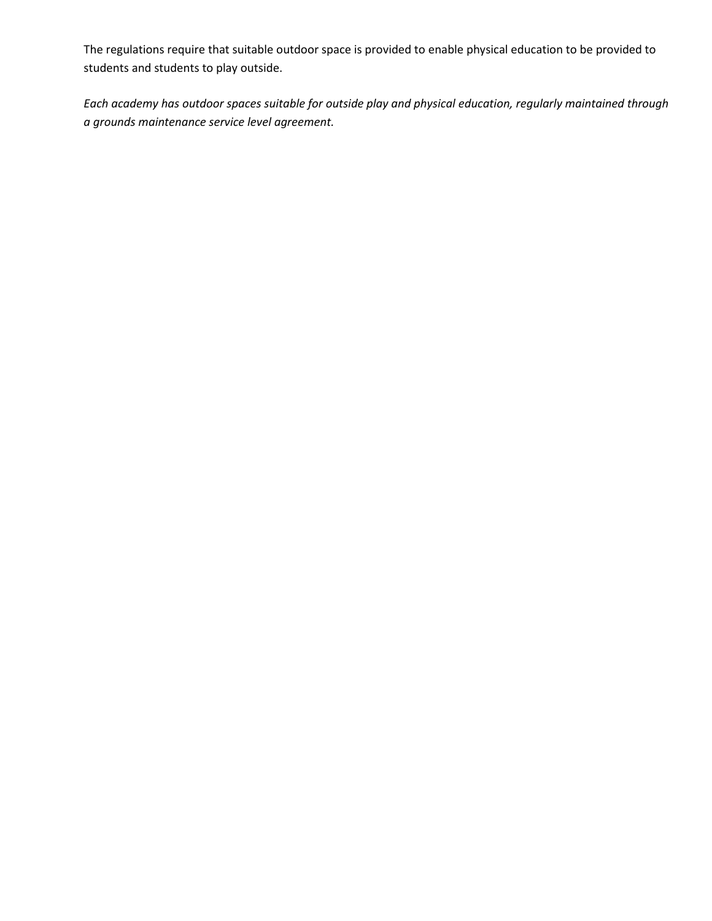The regulations require that suitable outdoor space is provided to enable physical education to be provided to students and students to play outside.

*Each academy has outdoor spaces suitable for outside play and physical education, regularly maintained through a grounds maintenance service level agreement.*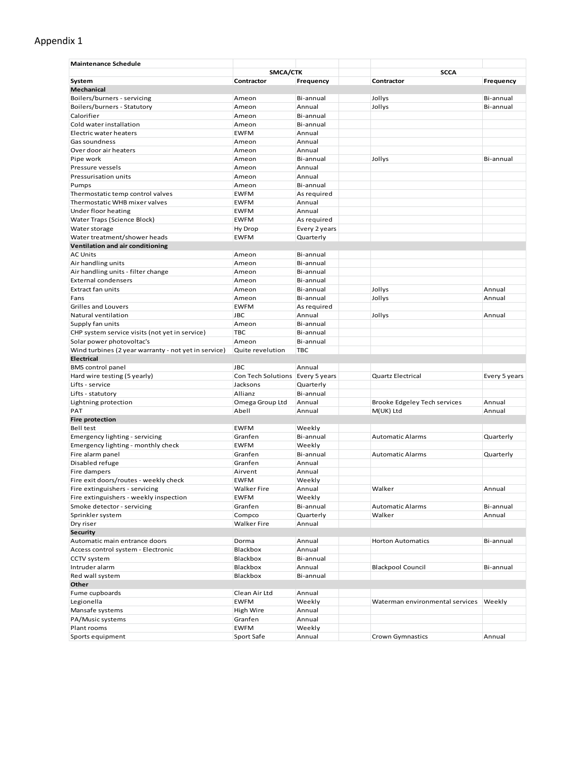Appendix 1

| Maintenance Schedule | | | | | |
|---|---|---|---|---|---|
| | SMCA/CTK | | | SCCA | |
| System | Contractor | Frequency | | Contractor | Frequency |
| **Mechanical** | | | | | |
| Boilers/burners - servicing | Ameon | Bi-annual | | Jollys | Bi-annual |
| Boilers/burners - Statutory | Ameon | Annual | | Jollys | Bi-annual |
| Calorifier | Ameon | Bi-annual | | | |
| Cold water installation | Ameon | Bi-annual | | | |
| Electric water heaters | EWFM | Annual | | | |
| Gas soundness | Ameon | Annual | | | |
| Over door air heaters | Ameon | Annual | | | |
| Pipe work | Ameon | Bi-annual | | Jollys | Bi-annual |
| Pressure vessels | Ameon | Annual | | | |
| Pressurisation units | Ameon | Annual | | | |
| Pumps | Ameon | Bi-annual | | | |
| Thermostatic temp control valves | EWFM | As required | | | |
| Thermostatic WHB mixer valves | EWFM | Annual | | | |
| Under floor heating | EWFM | Annual | | | |
| Water Traps (Science Block) | EWFM | As required | | | |
| Water storage | Hy Drop | Every 2 years | | | |
| Water treatment/shower heads | EWFM | Quarterly | | | |
| **Ventilation and air conditioning** | | | | | |
| AC Units | Ameon | Bi-annual | | | |
| Air handling units | Ameon | Bi-annual | | | |
| Air handling units - filter change | Ameon | Bi-annual | | | |
| External condensers | Ameon | Bi-annual | | | |
| Extract fan units | Ameon | Bi-annual | | Jollys | Annual |
| Fans | Ameon | Bi-annual | | Jollys | Annual |
| Grilles and Louvers | EWFM | As required | | | |
| Natural ventilation | JBC | Annual | | Jollys | Annual |
| Supply fan units | Ameon | Bi-annual | | | |
| CHP system service visits (not yet in service) | TBC | Bi-annual | | | |
| Solar power photovoltac's | Ameon | Bi-annual | | | |
| Wind turbines (2 year warranty - not yet in service) | Quite revelution | TBC | | | |
| **Electrical** | | | | | |
| BMS control panel | JBC | Annual | | | |
| Hard wire testing (5 yearly) | Con Tech Solutions | Every 5 years | | Quartz Electrical | Every 5 years |
| Lifts - service | Jacksons | Quarterly | | | |
| Lifts - statutory | Allianz | Bi-annual | | | |
| Lightning protection | Omega Group Ltd | Annual | | Brooke Edgeley Tech services | Annual |
| PAT | Abell | Annual | | M(UK) Ltd | Annual |
| **Fire protection** | | | | | |
| Bell test | EWFM | Weekly | | | |
| Emergency lighting - servicing | Granfen | Bi-annual | | Automatic Alarms | Quarterly |
| Emergency lighting - monthly check | EWFM | Weekly | | | |
| Fire alarm panel | Granfen | Bi-annual | | Automatic Alarms | Quarterly |
| Disabled refuge | Granfen | Annual | | | |
| Fire dampers | Airvent | Annual | | | |
| Fire exit doors/routes - weekly check | EWFM | Weekly | | | |
| Fire extinguishers - servicing | Walker Fire | Annual | | Walker | Annual |
| Fire extinguishers - weekly inspection | EWFM | Weekly | | | |
| Smoke detector - servicing | Granfen | Bi-annual | | Automatic Alarms | Bi-annual |
| Sprinkler system | Compco | Quarterly | | Walker | Annual |
| Dry riser | Walker Fire | Annual | | | |
| **Security** | | | | | |
| Automatic main entrance doors | Dorma | Annual | | Horton Automatics | Bi-annual |
| Access control system - Electronic | Blackbox | Annual | | | |
| CCTV system | Blackbox | Bi-annual | | | |
| Intruder alarm | Blackbox | Annual | | Blackpool Council | Bi-annual |
| Red wall system | Blackbox | Bi-annual | | | |
| **Other** | | | | | |
| Fume cupboards | Clean Air Ltd | Annual | | | |
| Legionella | EWFM | Weekly | | Waterman environmental services | Weekly |
| Mansafe systems | High Wire | Annual | | | |
| PA/Music systems | Granfen | Annual | | | |
| Plant rooms | EWFM | Weekly | | | |
| Sports equipment | Sport Safe | Annual | | Crown Gymnastics | Annual |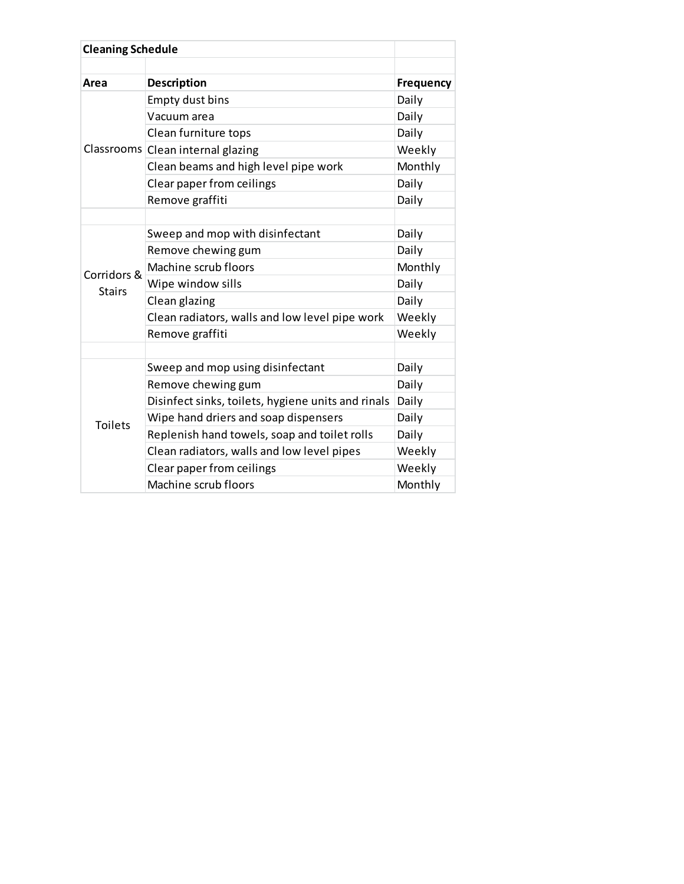| Cleaning Schedule | | |
|---|---|---|
| | | |
| **Area** | **Description** | **Frequency** |
| Classrooms | Empty dust bins | Daily |
| | Vacuum area | Daily |
| | Clean furniture tops | Daily |
| | Clean internal glazing | Weekly |
| | Clean beams and high level pipe work | Monthly |
| | Clear paper from ceilings | Daily |
| | Remove graffiti | Daily |
| | | |
| Corridors & Stairs | Sweep and mop with disinfectant | Daily |
| | Remove chewing gum | Daily |
| | Machine scrub floors | Monthly |
| | Wipe window sills | Daily |
| | Clean glazing | Daily |
| | Clean radiators, walls and low level pipe work | Weekly |
| | Remove graffiti | Weekly |
| | | |
| Toilets | Sweep and mop using disinfectant | Daily |
| | Remove chewing gum | Daily |
| | Disinfect sinks, toilets, hygiene units and rinals | Daily |
| | Wipe hand driers and soap dispensers | Daily |
| | Replenish hand towels, soap and toilet rolls | Daily |
| | Clean radiators, walls and low level pipes | Weekly |
| | Clear paper from ceilings | Weekly |
| | Machine scrub floors | Monthly |